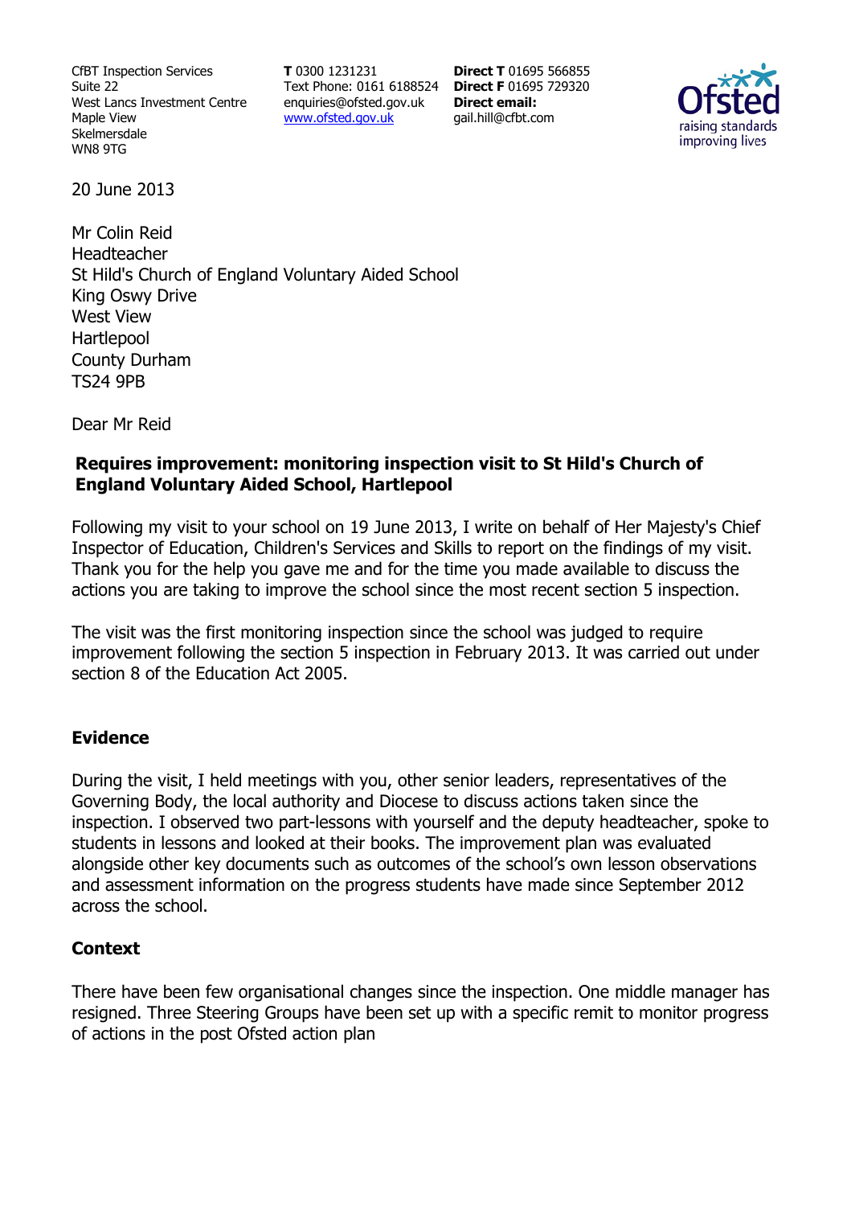CfBT Inspection Services
Suite 22
West Lancs Investment Centre
Maple View
Skelmersdale
WN8 9TG

**T** 0300 1231231
Text Phone: 0161 6188524
enquiries@ofsted.gov.uk
www.ofsted.gov.uk

**Direct T** 01695 566855
**Direct F** 01695 729320
**Direct email:**
gail.hill@cfbt.com

Ofsted
raising standards
improving lives

20 June 2013

Mr Colin Reid
Headteacher
St Hild's Church of England Voluntary Aided School
King Oswy Drive
West View
Hartlepool
County Durham
TS24 9PB

Dear Mr Reid

**Requires improvement: monitoring inspection visit to St Hild's Church of England Voluntary Aided School, Hartlepool**

Following my visit to your school on 19 June 2013, I write on behalf of Her Majesty's Chief Inspector of Education, Children's Services and Skills to report on the findings of my visit. Thank you for the help you gave me and for the time you made available to discuss the actions you are taking to improve the school since the most recent section 5 inspection.

The visit was the first monitoring inspection since the school was judged to require improvement following the section 5 inspection in February 2013. It was carried out under section 8 of the Education Act 2005.

## Evidence

During the visit, I held meetings with you, other senior leaders, representatives of the Governing Body, the local authority and Diocese to discuss actions taken since the inspection. I observed two part-lessons with yourself and the deputy headteacher, spoke to students in lessons and looked at their books. The improvement plan was evaluated alongside other key documents such as outcomes of the school's own lesson observations and assessment information on the progress students have made since September 2012 across the school.

## Context

There have been few organisational changes since the inspection. One middle manager has resigned. Three Steering Groups have been set up with a specific remit to monitor progress of actions in the post Ofsted action plan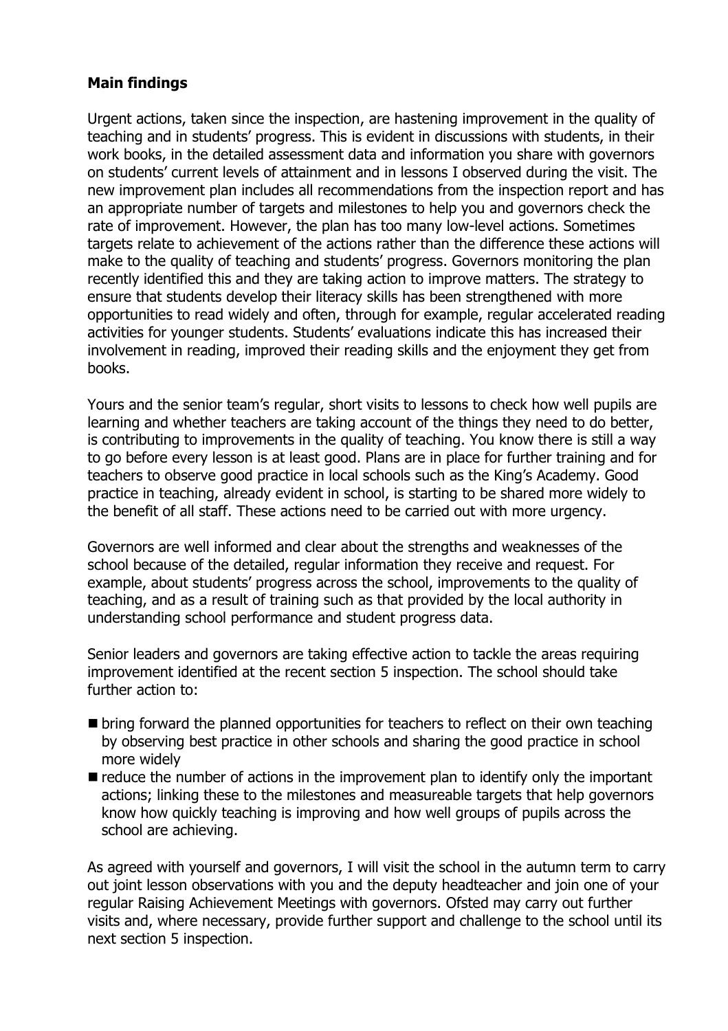**Main findings**

Urgent actions, taken since the inspection, are hastening improvement in the quality of teaching and in students' progress. This is evident in discussions with students, in their work books, in the detailed assessment data and information you share with governors on students' current levels of attainment and in lessons I observed during the visit. The new improvement plan includes all recommendations from the inspection report and has an appropriate number of targets and milestones to help you and governors check the rate of improvement. However, the plan has too many low-level actions. Sometimes targets relate to achievement of the actions rather than the difference these actions will make to the quality of teaching and students' progress. Governors monitoring the plan recently identified this and they are taking action to improve matters. The strategy to ensure that students develop their literacy skills has been strengthened with more opportunities to read widely and often, through for example, regular accelerated reading activities for younger students. Students' evaluations indicate this has increased their involvement in reading, improved their reading skills and the enjoyment they get from books.

Yours and the senior team's regular, short visits to lessons to check how well pupils are learning and whether teachers are taking account of the things they need to do better, is contributing to improvements in the quality of teaching. You know there is still a way to go before every lesson is at least good. Plans are in place for further training and for teachers to observe good practice in local schools such as the King's Academy. Good practice in teaching, already evident in school, is starting to be shared more widely to the benefit of all staff. These actions need to be carried out with more urgency.

Governors are well informed and clear about the strengths and weaknesses of the school because of the detailed, regular information they receive and request. For example, about students' progress across the school, improvements to the quality of teaching, and as a result of training such as that provided by the local authority in understanding school performance and student progress data.

Senior leaders and governors are taking effective action to tackle the areas requiring improvement identified at the recent section 5 inspection. The school should take further action to:

- bring forward the planned opportunities for teachers to reflect on their own teaching by observing best practice in other schools and sharing the good practice in school more widely
- reduce the number of actions in the improvement plan to identify only the important actions; linking these to the milestones and measureable targets that help governors know how quickly teaching is improving and how well groups of pupils across the school are achieving.

As agreed with yourself and governors, I will visit the school in the autumn term to carry out joint lesson observations with you and the deputy headteacher and join one of your regular Raising Achievement Meetings with governors. Ofsted may carry out further visits and, where necessary, provide further support and challenge to the school until its next section 5 inspection.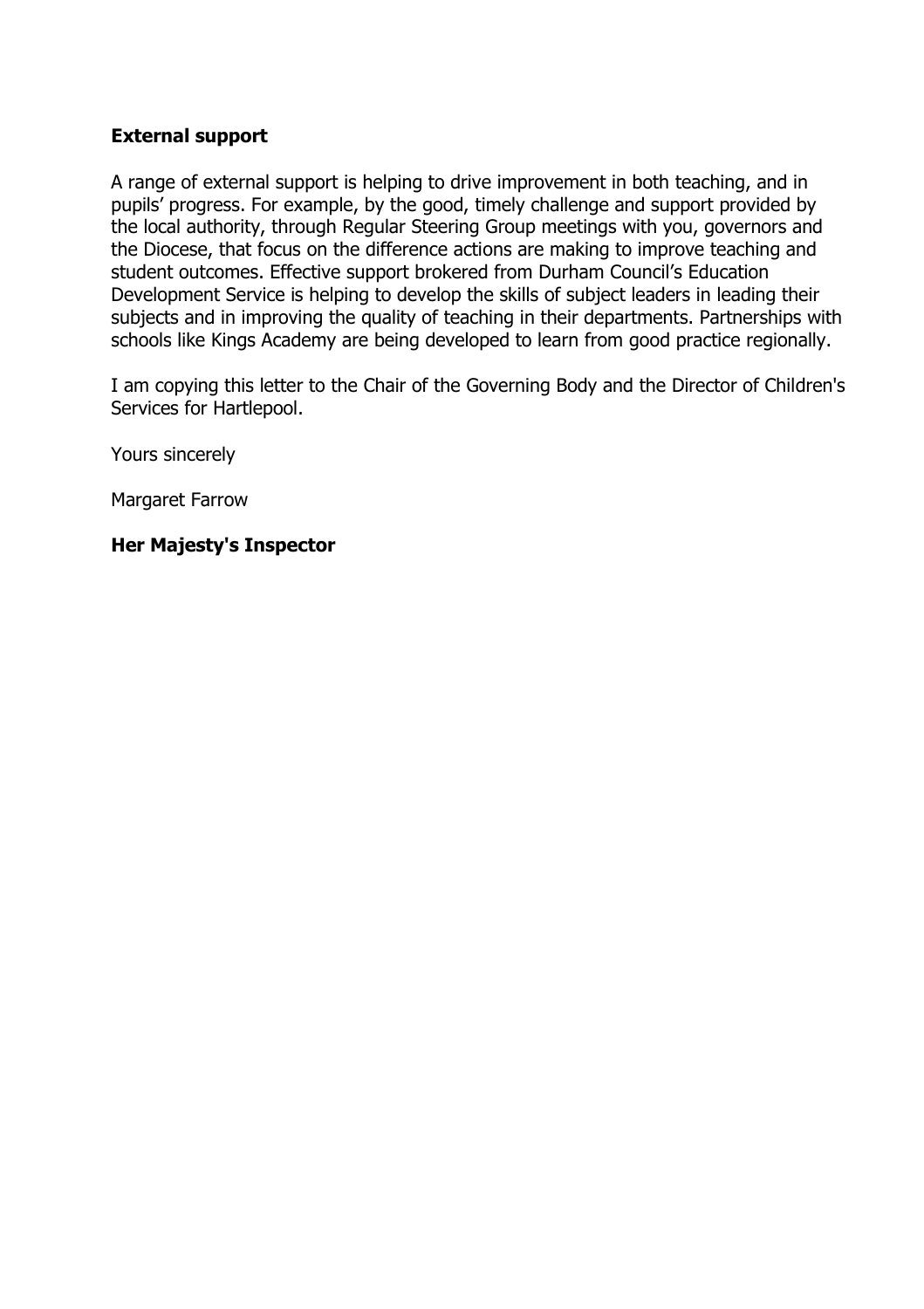**External support**

A range of external support is helping to drive improvement in both teaching, and in pupils' progress. For example, by the good, timely challenge and support provided by the local authority, through Regular Steering Group meetings with you, governors and the Diocese, that focus on the difference actions are making to improve teaching and student outcomes. Effective support brokered from Durham Council's Education Development Service is helping to develop the skills of subject leaders in leading their subjects and in improving the quality of teaching in their departments. Partnerships with schools like Kings Academy are being developed to learn from good practice regionally.

I am copying this letter to the Chair of the Governing Body and the Director of Children's Services for Hartlepool.

Yours sincerely

Margaret Farrow

**Her Majesty's Inspector**